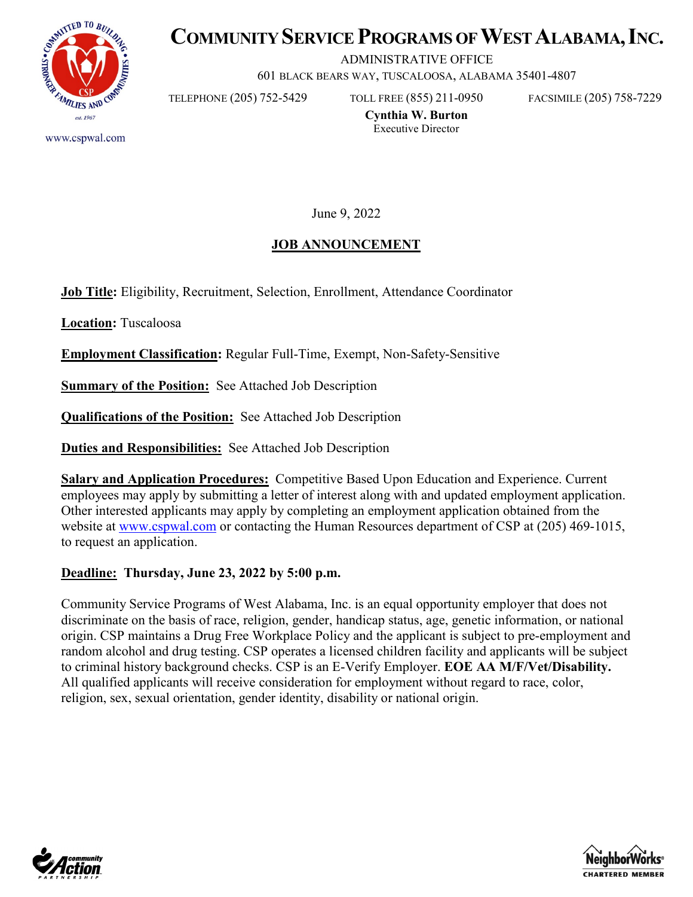# COMMUNITY SERVICE PROGRAMS OF WEST ALABAMA, INC.

ADMINISTRATIVE OFFICE
601 BLACK BEARS WAY, TUSCALOOSA, ALABAMA 35401-4807

TELEPHONE (205) 752-5429 TOLL FREE (855) 211-0950 FACSIMILE (205) 758-7229

**Cynthia W. Burton**
Executive Director

www.cspwal.com

June 9, 2022

## JOB ANNOUNCEMENT

**Job Title:** Eligibility, Recruitment, Selection, Enrollment, Attendance Coordinator

**Location:** Tuscaloosa

**Employment Classification:** Regular Full-Time, Exempt, Non-Safety-Sensitive

**Summary of the Position:** See Attached Job Description

**Qualifications of the Position:** See Attached Job Description

**Duties and Responsibilities:** See Attached Job Description

**Salary and Application Procedures:** Competitive Based Upon Education and Experience. Current employees may apply by submitting a letter of interest along with and updated employment application. Other interested applicants may apply by completing an employment application obtained from the website at www.cspwal.com or contacting the Human Resources department of CSP at (205) 469-1015, to request an application.

**Deadline: Thursday, June 23, 2022 by 5:00 p.m.**

Community Service Programs of West Alabama, Inc. is an equal opportunity employer that does not discriminate on the basis of race, religion, gender, handicap status, age, genetic information, or national origin. CSP maintains a Drug Free Workplace Policy and the applicant is subject to pre-employment and random alcohol and drug testing. CSP operates a licensed children facility and applicants will be subject to criminal history background checks. CSP is an E-Verify Employer. **EOE AA M/F/Vet/Disability.** All qualified applicants will receive consideration for employment without regard to race, color, religion, sex, sexual orientation, gender identity, disability or national origin.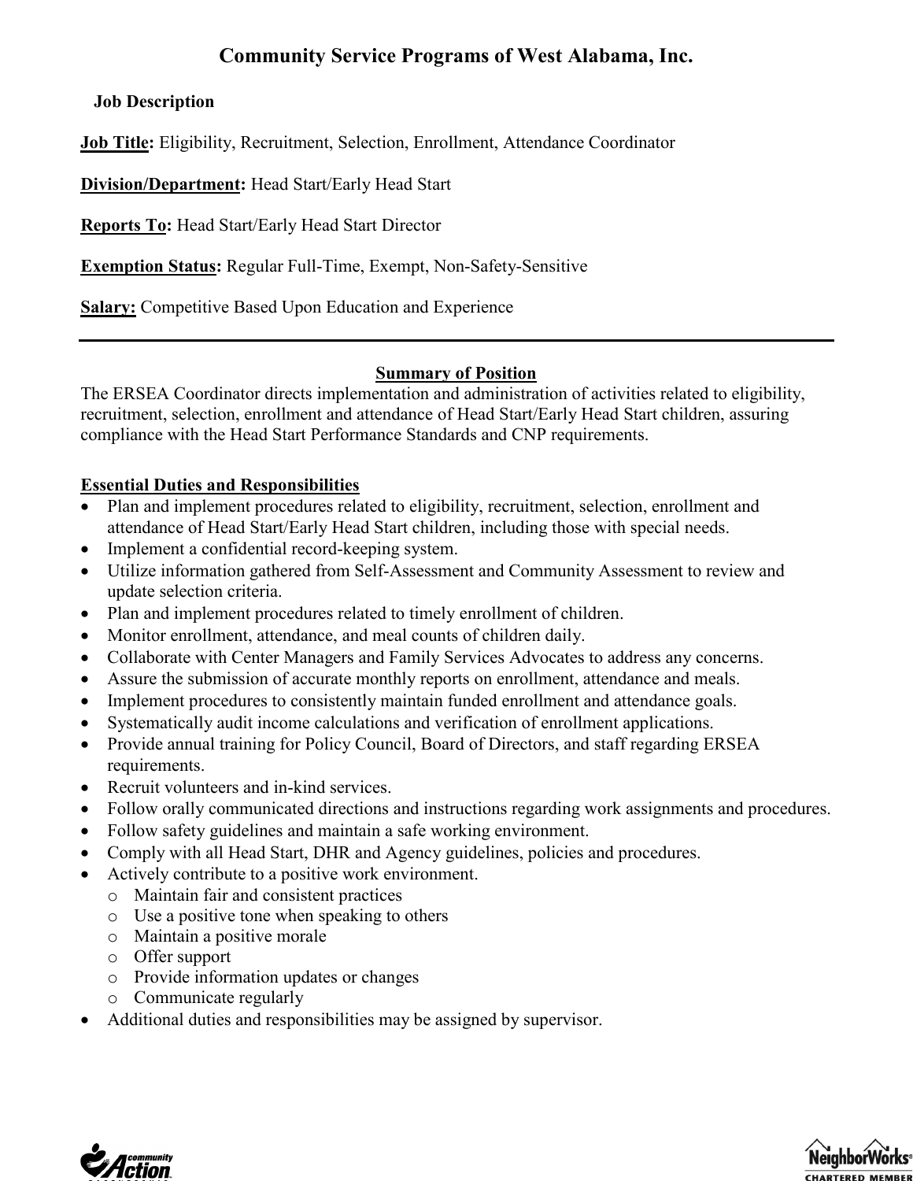# Community Service Programs of West Alabama, Inc.

**Job Description**

**Job Title:** Eligibility, Recruitment, Selection, Enrollment, Attendance Coordinator

**Division/Department:** Head Start/Early Head Start

**Reports To:** Head Start/Early Head Start Director

**Exemption Status:** Regular Full-Time, Exempt, Non-Safety-Sensitive

**Salary:** Competitive Based Upon Education and Experience

---

## Summary of Position

The ERSEA Coordinator directs implementation and administration of activities related to eligibility, recruitment, selection, enrollment and attendance of Head Start/Early Head Start children, assuring compliance with the Head Start Performance Standards and CNP requirements.

## Essential Duties and Responsibilities

- Plan and implement procedures related to eligibility, recruitment, selection, enrollment and attendance of Head Start/Early Head Start children, including those with special needs.
- Implement a confidential record-keeping system.
- Utilize information gathered from Self-Assessment and Community Assessment to review and update selection criteria.
- Plan and implement procedures related to timely enrollment of children.
- Monitor enrollment, attendance, and meal counts of children daily.
- Collaborate with Center Managers and Family Services Advocates to address any concerns.
- Assure the submission of accurate monthly reports on enrollment, attendance and meals.
- Implement procedures to consistently maintain funded enrollment and attendance goals.
- Systematically audit income calculations and verification of enrollment applications.
- Provide annual training for Policy Council, Board of Directors, and staff regarding ERSEA requirements.
- Recruit volunteers and in-kind services.
- Follow orally communicated directions and instructions regarding work assignments and procedures.
- Follow safety guidelines and maintain a safe working environment.
- Comply with all Head Start, DHR and Agency guidelines, policies and procedures.
- Actively contribute to a positive work environment.
  - Maintain fair and consistent practices
  - Use a positive tone when speaking to others
  - Maintain a positive morale
  - Offer support
  - Provide information updates or changes
  - Communicate regularly
- Additional duties and responsibilities may be assigned by supervisor.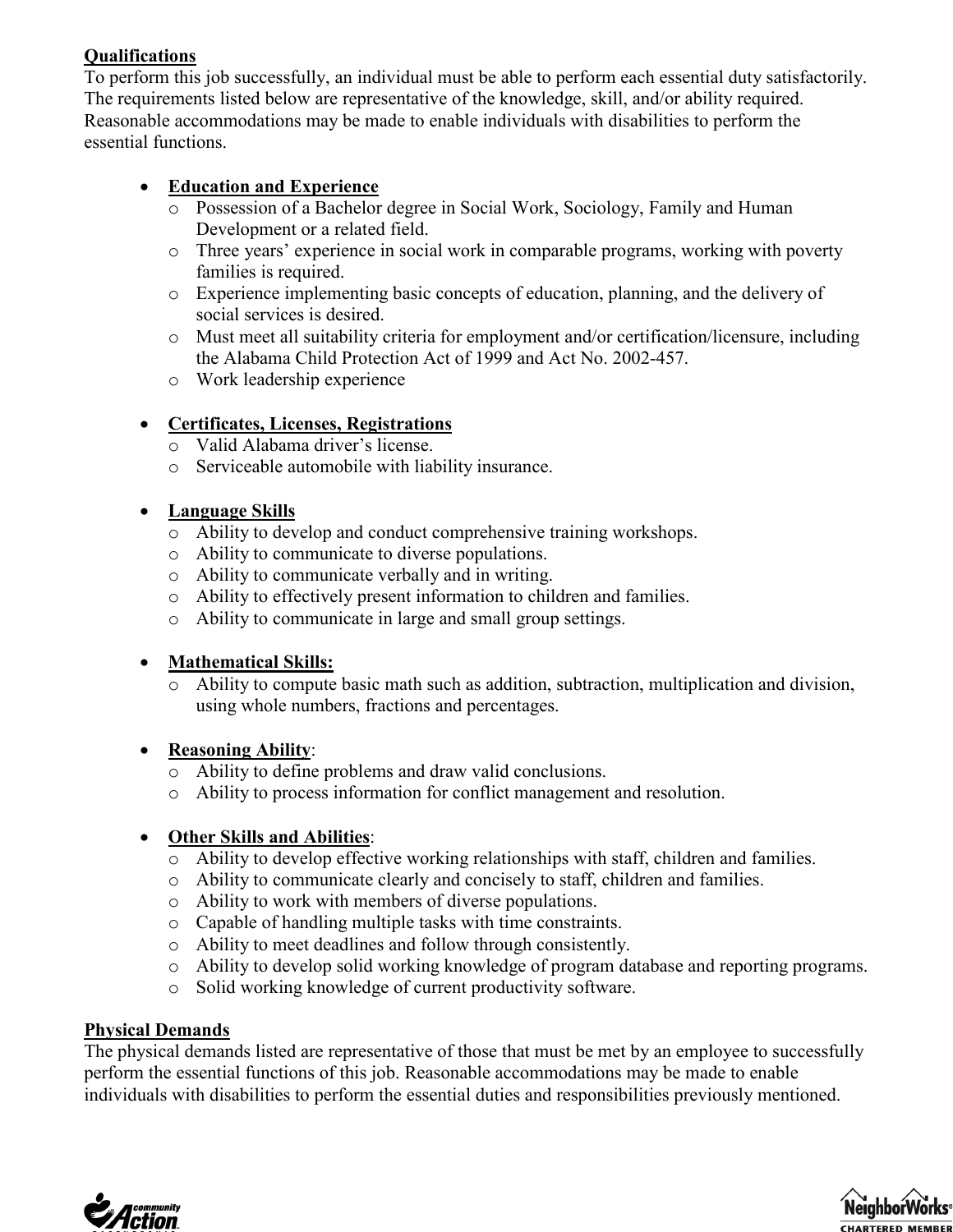**Qualifications**

To perform this job successfully, an individual must be able to perform each essential duty satisfactorily. The requirements listed below are representative of the knowledge, skill, and/or ability required. Reasonable accommodations may be made to enable individuals with disabilities to perform the essential functions.

- **Education and Experience**
  - Possession of a Bachelor degree in Social Work, Sociology, Family and Human Development or a related field.
  - Three years' experience in social work in comparable programs, working with poverty families is required.
  - Experience implementing basic concepts of education, planning, and the delivery of social services is desired.
  - Must meet all suitability criteria for employment and/or certification/licensure, including the Alabama Child Protection Act of 1999 and Act No. 2002-457.
  - Work leadership experience

- **Certificates, Licenses, Registrations**
  - Valid Alabama driver's license.
  - Serviceable automobile with liability insurance.

- **Language Skills**
  - Ability to develop and conduct comprehensive training workshops.
  - Ability to communicate to diverse populations.
  - Ability to communicate verbally and in writing.
  - Ability to effectively present information to children and families.
  - Ability to communicate in large and small group settings.

- **Mathematical Skills:**
  - Ability to compute basic math such as addition, subtraction, multiplication and division, using whole numbers, fractions and percentages.

- **Reasoning Ability**:
  - Ability to define problems and draw valid conclusions.
  - Ability to process information for conflict management and resolution.

- **Other Skills and Abilities**:
  - Ability to develop effective working relationships with staff, children and families.
  - Ability to communicate clearly and concisely to staff, children and families.
  - Ability to work with members of diverse populations.
  - Capable of handling multiple tasks with time constraints.
  - Ability to meet deadlines and follow through consistently.
  - Ability to develop solid working knowledge of program database and reporting programs.
  - Solid working knowledge of current productivity software.

**Physical Demands**

The physical demands listed are representative of those that must be met by an employee to successfully perform the essential functions of this job. Reasonable accommodations may be made to enable individuals with disabilities to perform the essential duties and responsibilities previously mentioned.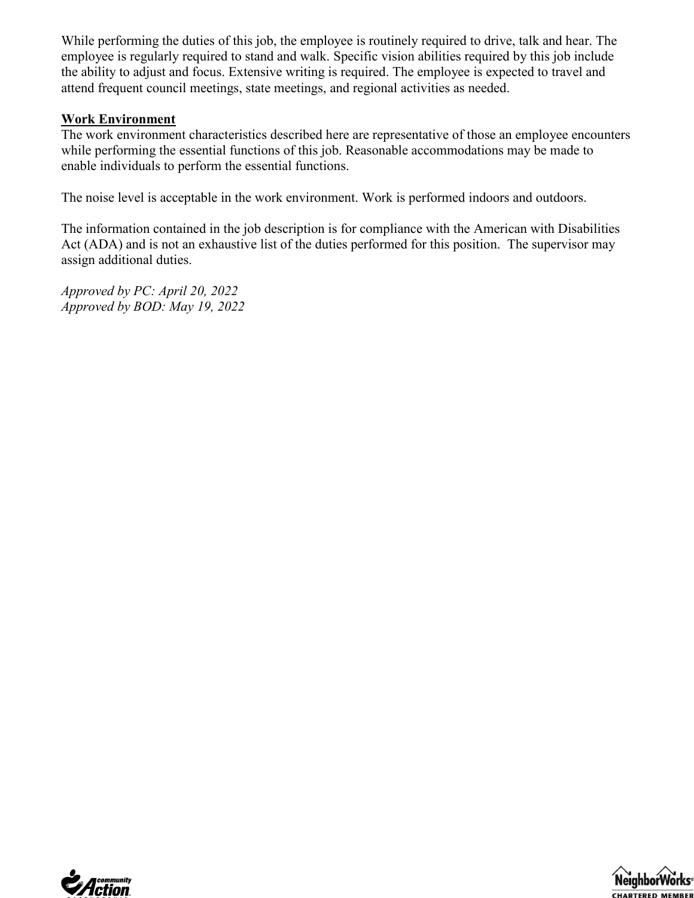While performing the duties of this job, the employee is routinely required to drive, talk and hear. The employee is regularly required to stand and walk. Specific vision abilities required by this job include the ability to adjust and focus. Extensive writing is required. The employee is expected to travel and attend frequent council meetings, state meetings, and regional activities as needed.

**Work Environment**

The work environment characteristics described here are representative of those an employee encounters while performing the essential functions of this job. Reasonable accommodations may be made to enable individuals to perform the essential functions.

The noise level is acceptable in the work environment. Work is performed indoors and outdoors.

The information contained in the job description is for compliance with the American with Disabilities Act (ADA) and is not an exhaustive list of the duties performed for this position. The supervisor may assign additional duties.

*Approved by PC: April 20, 2022*
*Approved by BOD: May 19, 2022*